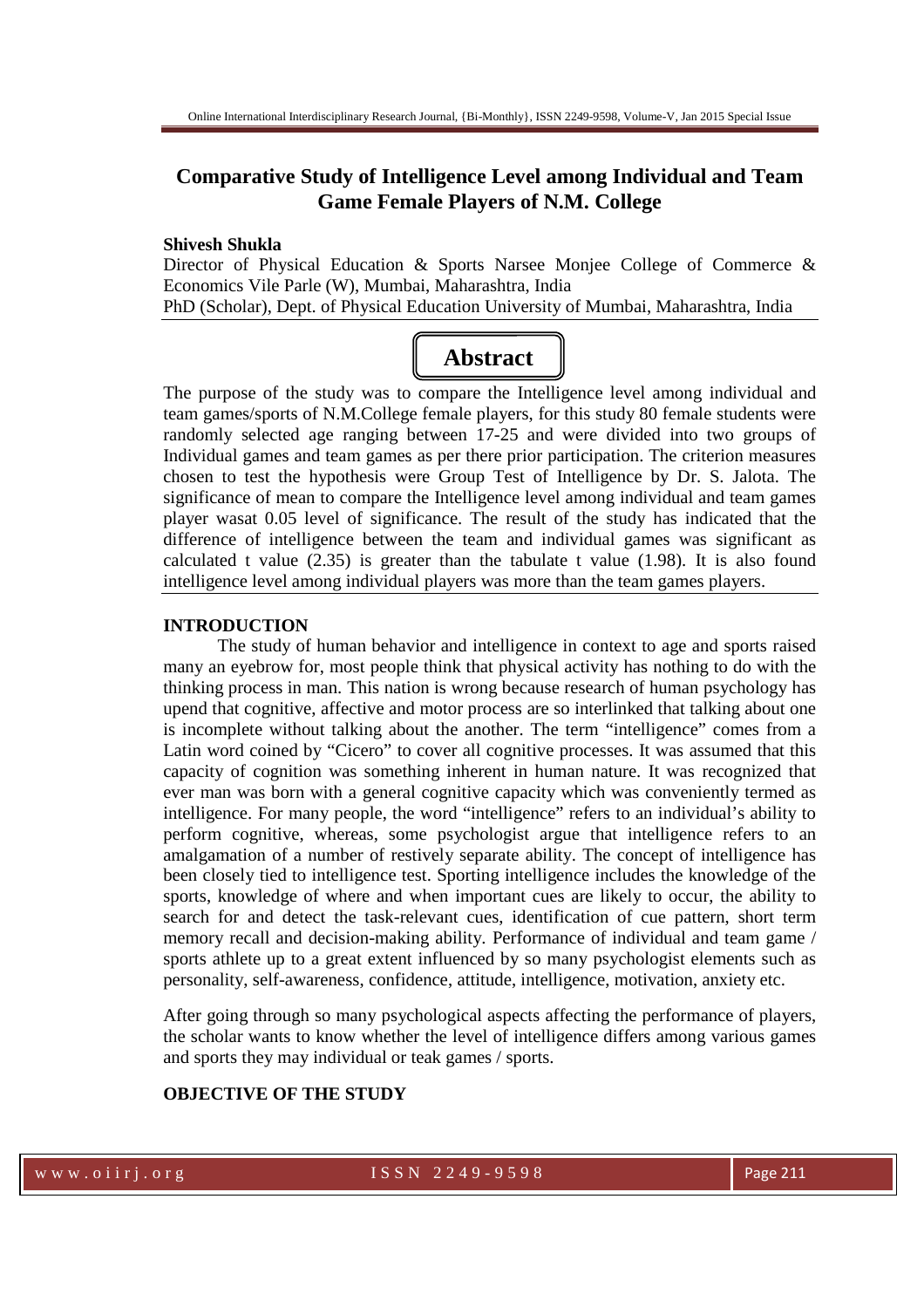# Comparative Study of Intelligence Level among Individual and Team Game Female Players of N.M. College

**Shivesh Shukla**

Director of Physical Education & Sports Narsee Monjee College of Commerce & Economics Vile Parle (W), Mumbai, Maharashtra, India

PhD (Scholar), Dept. of Physical Education University of Mumbai, Maharashtra, India

## Abstract

The purpose of the study was to compare the Intelligence level among individual and team games/sports of N.M.College female players, for this study 80 female students were randomly selected age ranging between 17-25 and were divided into two groups of Individual games and team games as per there prior participation. The criterion measures chosen to test the hypothesis were Group Test of Intelligence by Dr. S. Jalota. The significance of mean to compare the Intelligence level among individual and team games player wasat 0.05 level of significance. The result of the study has indicated that the difference of intelligence between the team and individual games was significant as calculated t value (2.35) is greater than the tabulate t value (1.98). It is also found intelligence level among individual players was more than the team games players.

## INTRODUCTION

The study of human behavior and intelligence in context to age and sports raised many an eyebrow for, most people think that physical activity has nothing to do with the thinking process in man. This nation is wrong because research of human psychology has upend that cognitive, affective and motor process are so interlinked that talking about one is incomplete without talking about the another. The term "intelligence" comes from a Latin word coined by "Cicero" to cover all cognitive processes. It was assumed that this capacity of cognition was something inherent in human nature. It was recognized that ever man was born with a general cognitive capacity which was conveniently termed as intelligence. For many people, the word "intelligence" refers to an individual's ability to perform cognitive, whereas, some psychologist argue that intelligence refers to an amalgamation of a number of restively separate ability. The concept of intelligence has been closely tied to intelligence test. Sporting intelligence includes the knowledge of the sports, knowledge of where and when important cues are likely to occur, the ability to search for and detect the task-relevant cues, identification of cue pattern, short term memory recall and decision-making ability. Performance of individual and team game / sports athlete up to a great extent influenced by so many psychologist elements such as personality, self-awareness, confidence, attitude, intelligence, motivation, anxiety etc.

After going through so many psychological aspects affecting the performance of players, the scholar wants to know whether the level of intelligence differs among various games and sports they may individual or teak games / sports.

## OBJECTIVE OF THE STUDY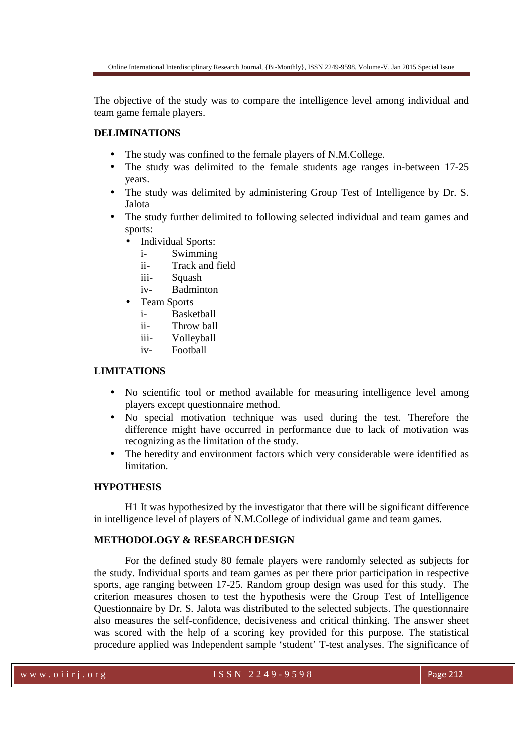The objective of the study was to compare the intelligence level among individual and team game female players.

## DELIMINATIONS

- The study was confined to the female players of N.M.College.
- The study was delimited to the female students age ranges in-between 17-25 years.
- The study was delimited by administering Group Test of Intelligence by Dr. S. Jalota
- The study further delimited to following selected individual and team games and sports:
  - Individual Sports:
    - i- Swimming
    - ii- Track and field
    - iii- Squash
    - iv- Badminton
  - Team Sports
    - i- Basketball
    - ii- Throw ball
    - iii- Volleyball
    - iv- Football

## LIMITATIONS

- No scientific tool or method available for measuring intelligence level among players except questionnaire method.
- No special motivation technique was used during the test. Therefore the difference might have occurred in performance due to lack of motivation was recognizing as the limitation of the study.
- The heredity and environment factors which very considerable were identified as limitation.

## HYPOTHESIS

H1 It was hypothesized by the investigator that there will be significant difference in intelligence level of players of N.M.College of individual game and team games.

## METHODOLOGY & RESEARCH DESIGN

For the defined study 80 female players were randomly selected as subjects for the study. Individual sports and team games as per there prior participation in respective sports, age ranging between 17-25. Random group design was used for this study. The criterion measures chosen to test the hypothesis were the Group Test of Intelligence Questionnaire by Dr. S. Jalota was distributed to the selected subjects. The questionnaire also measures the self-confidence, decisiveness and critical thinking. The answer sheet was scored with the help of a scoring key provided for this purpose. The statistical procedure applied was Independent sample 'student' T-test analyses. The significance of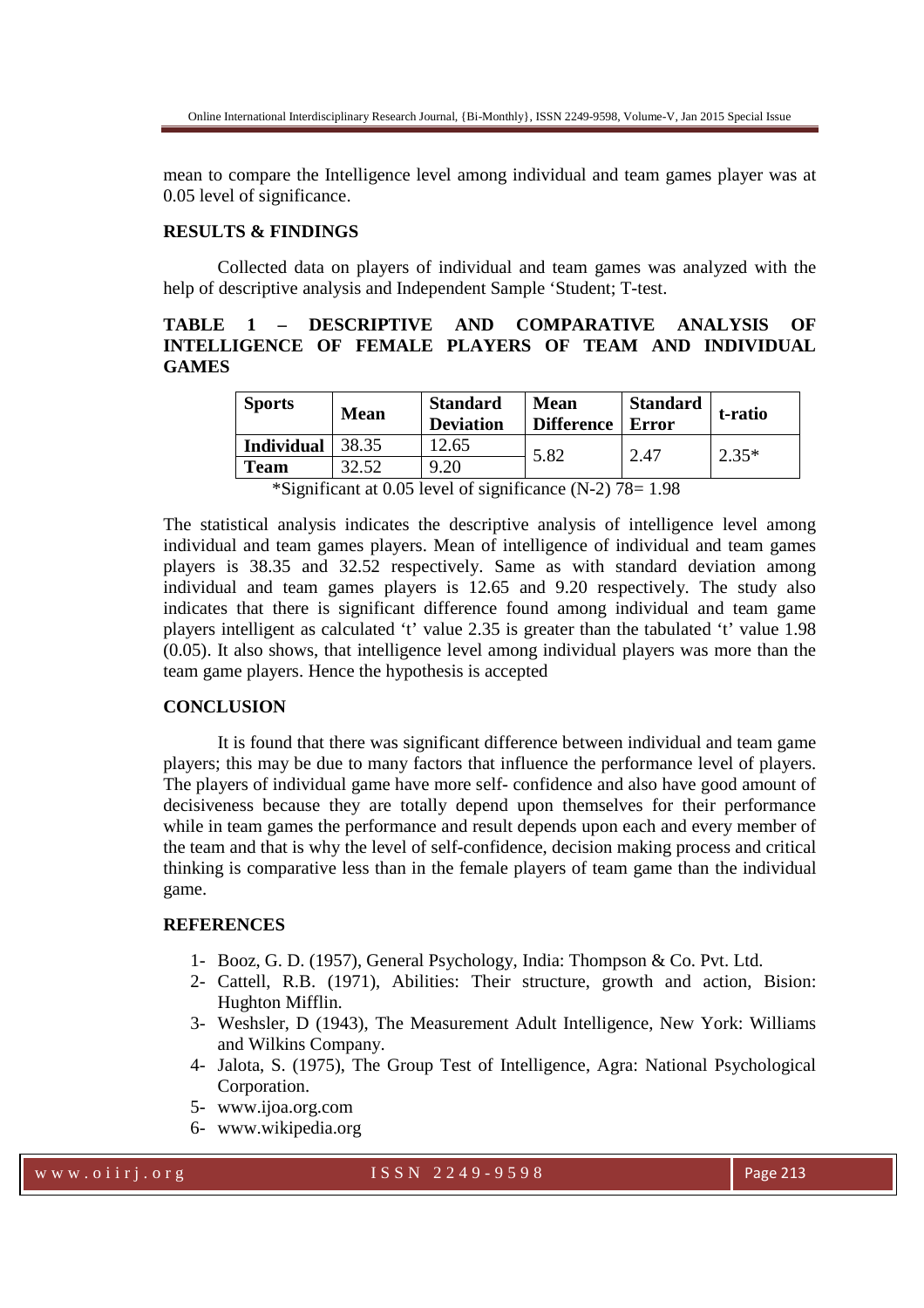mean to compare the Intelligence level among individual and team games player was at 0.05 level of significance.

## RESULTS & FINDINGS

Collected data on players of individual and team games was analyzed with the help of descriptive analysis and Independent Sample 'Student; T-test.

### TABLE 1 – DESCRIPTIVE AND COMPARATIVE ANALYSIS OF INTELLIGENCE OF FEMALE PLAYERS OF TEAM AND INDIVIDUAL GAMES

| Sports | Mean | Standard Deviation | Mean Difference | Standard Error | t-ratio |
|---|---|---|---|---|---|
| **Individual** | 38.35 | 12.65 | 5.82 | 2.47 | 2.35* |
| **Team** | 32.52 | 9.20 | | | |

*Significant at 0.05 level of significance (N-2) 78= 1.98

The statistical analysis indicates the descriptive analysis of intelligence level among individual and team games players. Mean of intelligence of individual and team games players is 38.35 and 32.52 respectively. Same as with standard deviation among individual and team games players is 12.65 and 9.20 respectively. The study also indicates that there is significant difference found among individual and team game players intelligent as calculated 't' value 2.35 is greater than the tabulated 't' value 1.98 (0.05). It also shows, that intelligence level among individual players was more than the team game players. Hence the hypothesis is accepted

## CONCLUSION

It is found that there was significant difference between individual and team game players; this may be due to many factors that influence the performance level of players. The players of individual game have more self- confidence and also have good amount of decisiveness because they are totally depend upon themselves for their performance while in team games the performance and result depends upon each and every member of the team and that is why the level of self-confidence, decision making process and critical thinking is comparative less than in the female players of team game than the individual game.

## REFERENCES

1- Booz, G. D. (1957), General Psychology, India: Thompson & Co. Pvt. Ltd.
2- Cattell, R.B. (1971), Abilities: Their structure, growth and action, Bision: Hughton Mifflin.
3- Weshsler, D (1943), The Measurement Adult Intelligence, New York: Williams and Wilkins Company.
4- Jalota, S. (1975), The Group Test of Intelligence, Agra: National Psychological Corporation.
5- www.ijoa.org.com
6- www.wikipedia.org